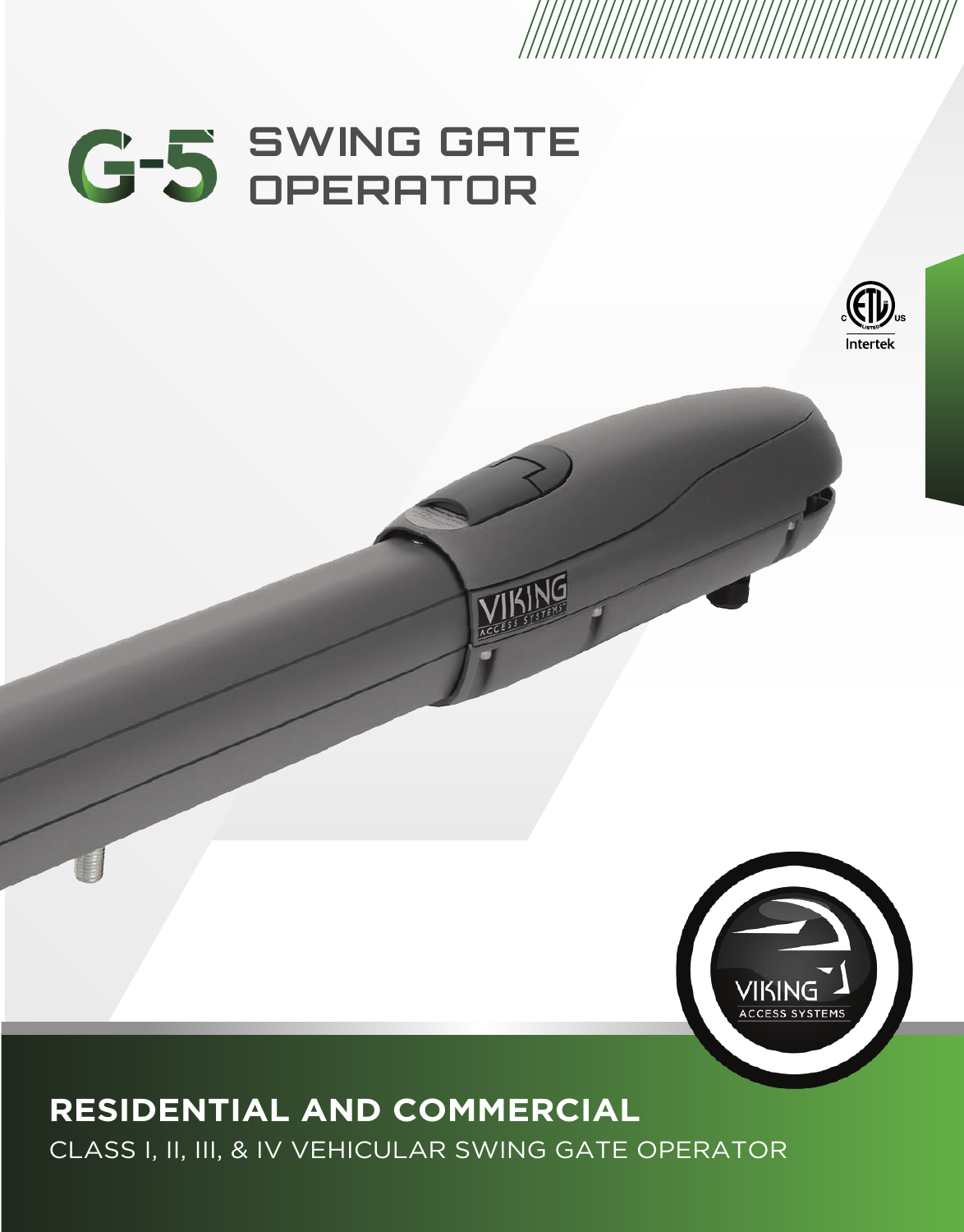# G-5 SWING GATE OPERATOR

**RESIDENTIAL AND COMMERCIAL**

CLASS I, II, III, & IV VEHICULAR SWING GATE OPERATOR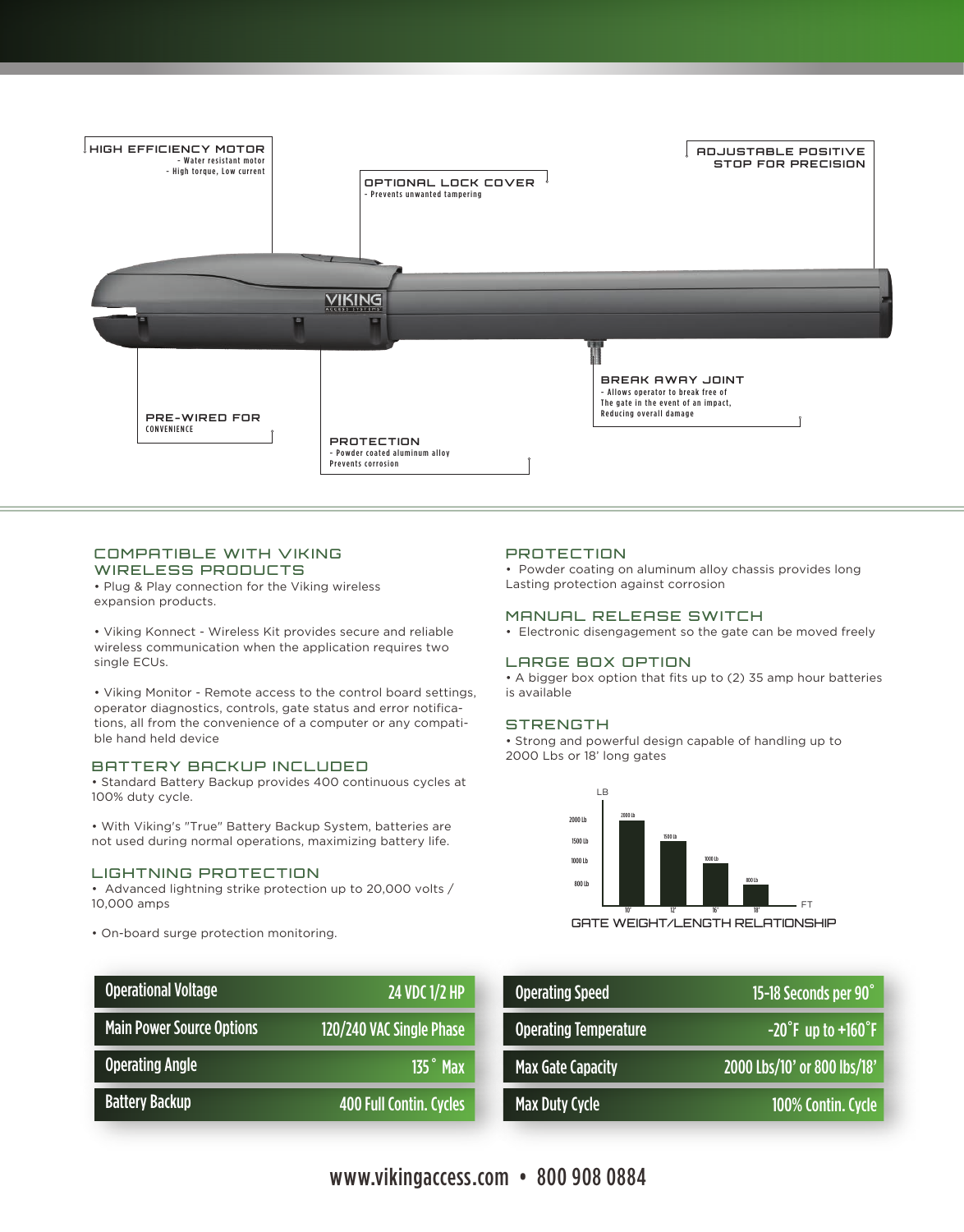HIGH EFFICIENCY MOTOR
- Water resistant motor
- High torque, Low current

OPTIONAL LOCK COVER
- Prevents unwanted tampering

ADJUSTABLE POSITIVE STOP FOR PRECISION

PRE-WIRED FOR CONVENIENCE

PROTECTION
- Powder coated aluminum alloy Prevents corrosion

BREAK AWAY JOINT
- Allows operator to break free of The gate in the event of an impact, Reducing overall damage

## COMPATIBLE WITH VIKING WIRELESS PRODUCTS

- Plug & Play connection for the Viking wireless expansion products.
- Viking Konnect - Wireless Kit provides secure and reliable wireless communication when the application requires two single ECUs.
- Viking Monitor - Remote access to the control board settings, operator diagnostics, controls, gate status and error notifications, all from the convenience of a computer or any compatible hand held device

## BATTERY BACKUP INCLUDED

- Standard Battery Backup provides 400 continuous cycles at 100% duty cycle.
- With Viking's "True" Battery Backup System, batteries are not used during normal operations, maximizing battery life.

## LIGHTNING PROTECTION

- Advanced lightning strike protection up to 20,000 volts / 10,000 amps
- On-board surge protection monitoring.

## PROTECTION

- Powder coating on aluminum alloy chassis provides long Lasting protection against corrosion

## MANUAL RELEASE SWITCH

- Electronic disengagement so the gate can be moved freely

## LARGE BOX OPTION

- A bigger box option that fits up to (2) 35 amp hour batteries is available

## STRENGTH

- Strong and powerful design capable of handling up to 2000 Lbs or 18' long gates

LB
2000 Lb
1500 Lb
1000 Lb
800 Lb
FT
10'
12'
16'
18'
GATE WEIGHT/LENGTH RELATIONSHIP

| | |
|---|---|
| Operational Voltage | 24 VDC 1/2 HP |
| Main Power Source Options | 120/240 VAC Single Phase |
| Operating Angle | 135˚ Max |
| Battery Backup | 400 Full Contin. Cycles |
| Operating Speed | 15-18 Seconds per 90˚ |
| Operating Temperature | -20˚F up to +160˚F |
| Max Gate Capacity | 2000 Lbs/10' or 800 lbs/18' |
| Max Duty Cycle | 100% Contin. Cycle |

www.vikingaccess.com • 800 908 0884